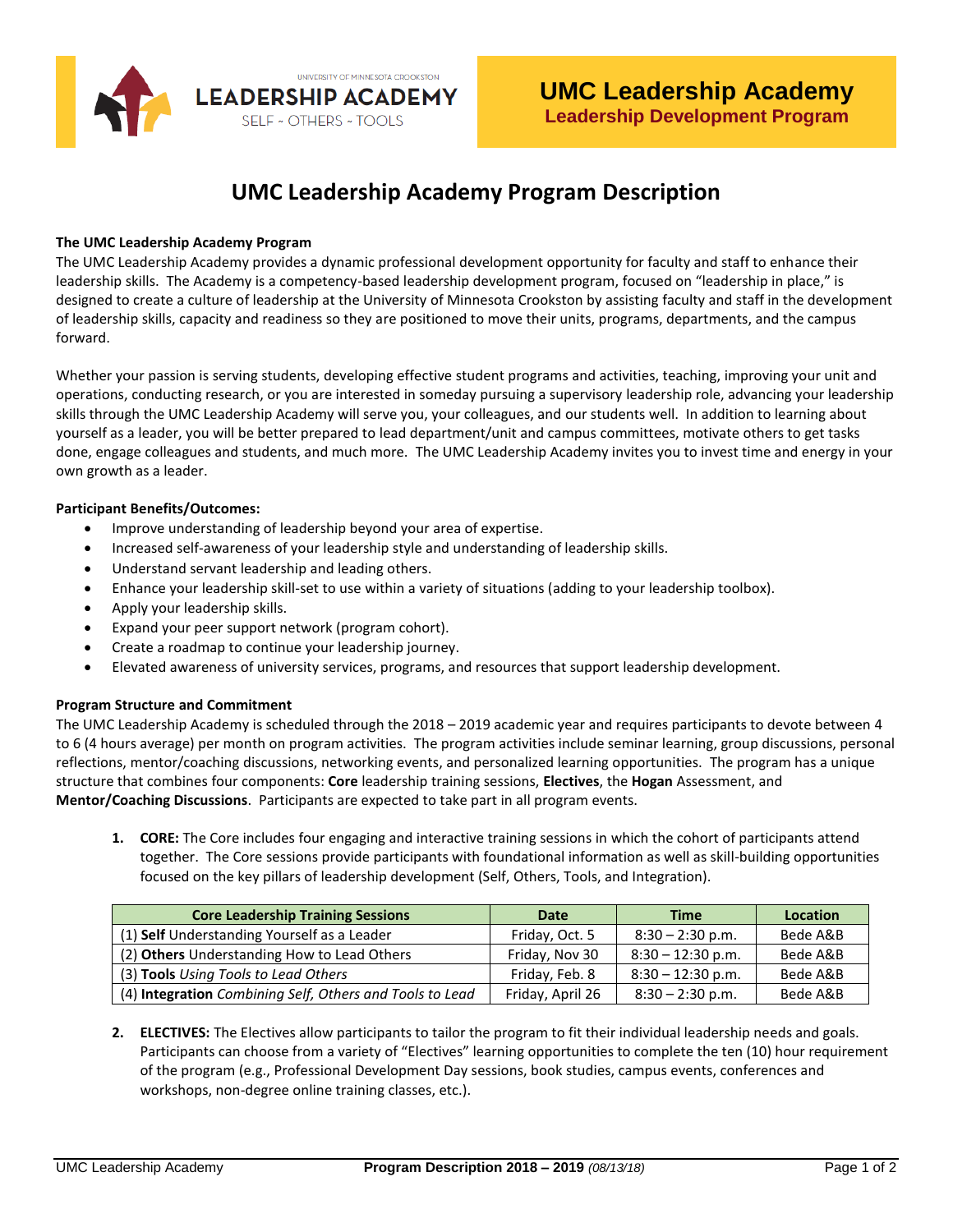UNIVERSITY OF MINNESOTA CROOKSTON
LEADERSHIP ACADEMY
SELF ~ OTHERS ~ TOOLS

**UMC Leadership Academy**
**Leadership Development Program**

# UMC Leadership Academy Program Description

**The UMC Leadership Academy Program**

The UMC Leadership Academy provides a dynamic professional development opportunity for faculty and staff to enhance their leadership skills. The Academy is a competency-based leadership development program, focused on "leadership in place," is designed to create a culture of leadership at the University of Minnesota Crookston by assisting faculty and staff in the development of leadership skills, capacity and readiness so they are positioned to move their units, programs, departments, and the campus forward.

Whether your passion is serving students, developing effective student programs and activities, teaching, improving your unit and operations, conducting research, or you are interested in someday pursuing a supervisory leadership role, advancing your leadership skills through the UMC Leadership Academy will serve you, your colleagues, and our students well. In addition to learning about yourself as a leader, you will be better prepared to lead department/unit and campus committees, motivate others to get tasks done, engage colleagues and students, and much more. The UMC Leadership Academy invites you to invest time and energy in your own growth as a leader.

**Participant Benefits/Outcomes:**

- Improve understanding of leadership beyond your area of expertise.
- Increased self-awareness of your leadership style and understanding of leadership skills.
- Understand servant leadership and leading others.
- Enhance your leadership skill-set to use within a variety of situations (adding to your leadership toolbox).
- Apply your leadership skills.
- Expand your peer support network (program cohort).
- Create a roadmap to continue your leadership journey.
- Elevated awareness of university services, programs, and resources that support leadership development.

**Program Structure and Commitment**

The UMC Leadership Academy is scheduled through the 2018 – 2019 academic year and requires participants to devote between 4 to 6 (4 hours average) per month on program activities. The program activities include seminar learning, group discussions, personal reflections, mentor/coaching discussions, networking events, and personalized learning opportunities. The program has a unique structure that combines four components: **Core** leadership training sessions, **Electives**, the **Hogan** Assessment, and **Mentor/Coaching Discussions**. Participants are expected to take part in all program events.

1. **CORE:** The Core includes four engaging and interactive training sessions in which the cohort of participants attend together. The Core sessions provide participants with foundational information as well as skill-building opportunities focused on the key pillars of leadership development (Self, Others, Tools, and Integration).

| Core Leadership Training Sessions | Date | Time | Location |
|---|---|---|---|
| (1) **Self** Understanding Yourself as a Leader | Friday, Oct. 5 | 8:30 – 2:30 p.m. | Bede A&B |
| (2) **Others** Understanding How to Lead Others | Friday, Nov 30 | 8:30 – 12:30 p.m. | Bede A&B |
| (3) **Tools** *Using Tools to Lead Others* | Friday, Feb. 8 | 8:30 – 12:30 p.m. | Bede A&B |
| (4) **Integration** *Combining Self, Others and Tools to Lead* | Friday, April 26 | 8:30 – 2:30 p.m. | Bede A&B |

2. **ELECTIVES:** The Electives allow participants to tailor the program to fit their individual leadership needs and goals. Participants can choose from a variety of "Electives" learning opportunities to complete the ten (10) hour requirement of the program (e.g., Professional Development Day sessions, book studies, campus events, conferences and workshops, non-degree online training classes, etc.).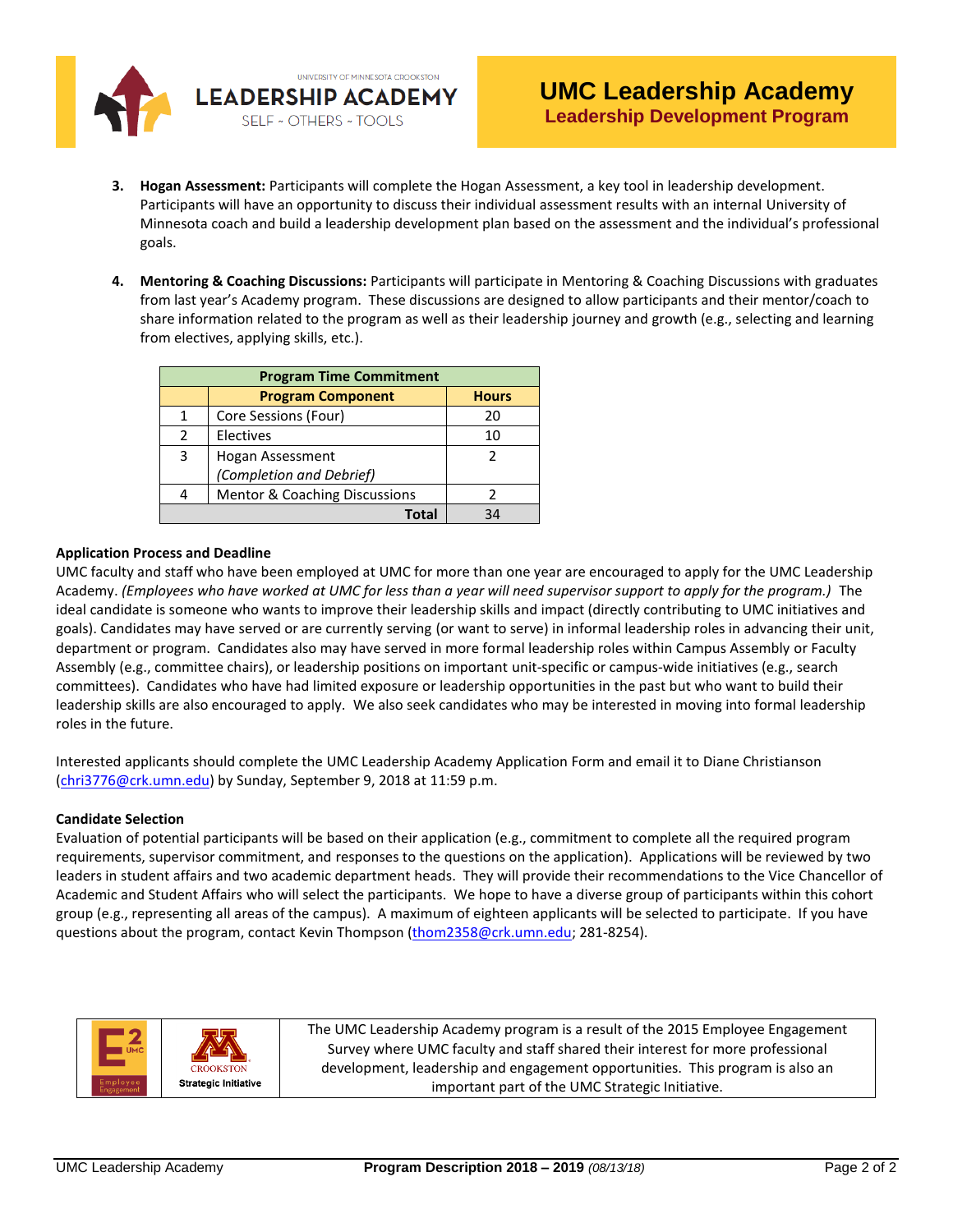3. **Hogan Assessment:** Participants will complete the Hogan Assessment, a key tool in leadership development. Participants will have an opportunity to discuss their individual assessment results with an internal University of Minnesota coach and build a leadership development plan based on the assessment and the individual's professional goals.

4. **Mentoring & Coaching Discussions:** Participants will participate in Mentoring & Coaching Discussions with graduates from last year's Academy program. These discussions are designed to allow participants and their mentor/coach to share information related to the program as well as their leadership journey and growth (e.g., selecting and learning from electives, applying skills, etc.).

| Program Time Commitment | | |
|---|---|---|
| | **Program Component** | **Hours** |
| 1 | Core Sessions (Four) | 20 |
| 2 | Electives | 10 |
| 3 | Hogan Assessment *(Completion and Debrief)* | 2 |
| 4 | Mentor & Coaching Discussions | 2 |
| | **Total** | 34 |

**Application Process and Deadline**

UMC faculty and staff who have been employed at UMC for more than one year are encouraged to apply for the UMC Leadership Academy. *(Employees who have worked at UMC for less than a year will need supervisor support to apply for the program.)* The ideal candidate is someone who wants to improve their leadership skills and impact (directly contributing to UMC initiatives and goals). Candidates may have served or are currently serving (or want to serve) in informal leadership roles in advancing their unit, department or program. Candidates also may have served in more formal leadership roles within Campus Assembly or Faculty Assembly (e.g., committee chairs), or leadership positions on important unit-specific or campus-wide initiatives (e.g., search committees). Candidates who have had limited exposure or leadership opportunities in the past but who want to build their leadership skills are also encouraged to apply. We also seek candidates who may be interested in moving into formal leadership roles in the future.

Interested applicants should complete the UMC Leadership Academy Application Form and email it to Diane Christianson (chri3776@crk.umn.edu) by Sunday, September 9, 2018 at 11:59 p.m.

**Candidate Selection**

Evaluation of potential participants will be based on their application (e.g., commitment to complete all the required program requirements, supervisor commitment, and responses to the questions on the application). Applications will be reviewed by two leaders in student affairs and two academic department heads. They will provide their recommendations to the Vice Chancellor of Academic and Student Affairs who will select the participants. We hope to have a diverse group of participants within this cohort group (e.g., representing all areas of the campus). A maximum of eighteen applicants will be selected to participate. If you have questions about the program, contact Kevin Thompson (thom2358@crk.umn.edu; 281-8254).

The UMC Leadership Academy program is a result of the 2015 Employee Engagement Survey where UMC faculty and staff shared their interest for more professional development, leadership and engagement opportunities. This program is also an important part of the UMC Strategic Initiative.